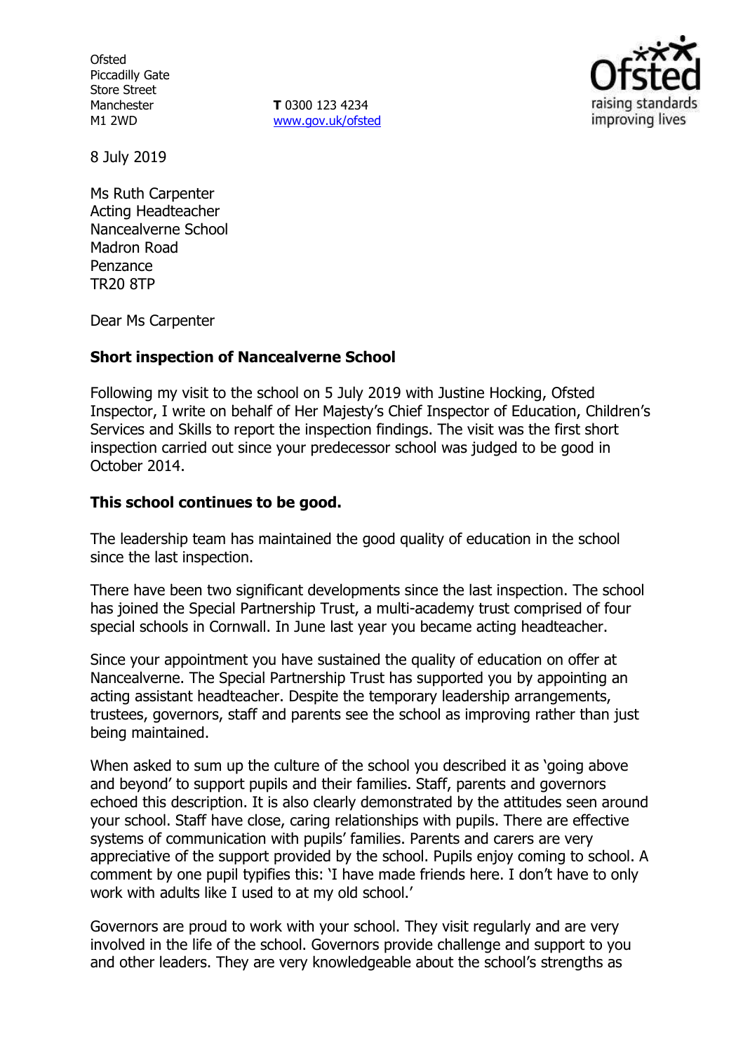Ofsted
Piccadilly Gate
Store Street
Manchester
M1 2WD

**T** 0300 123 4234
www.gov.uk/ofsted

8 July 2019

Ms Ruth Carpenter
Acting Headteacher
Nancealverne School
Madron Road
Penzance
TR20 8TP

Dear Ms Carpenter

**Short inspection of Nancealverne School**

Following my visit to the school on 5 July 2019 with Justine Hocking, Ofsted Inspector, I write on behalf of Her Majesty's Chief Inspector of Education, Children's Services and Skills to report the inspection findings. The visit was the first short inspection carried out since your predecessor school was judged to be good in October 2014.

**This school continues to be good.**

The leadership team has maintained the good quality of education in the school since the last inspection.

There have been two significant developments since the last inspection. The school has joined the Special Partnership Trust, a multi-academy trust comprised of four special schools in Cornwall. In June last year you became acting headteacher.

Since your appointment you have sustained the quality of education on offer at Nancealverne. The Special Partnership Trust has supported you by appointing an acting assistant headteacher. Despite the temporary leadership arrangements, trustees, governors, staff and parents see the school as improving rather than just being maintained.

When asked to sum up the culture of the school you described it as 'going above and beyond' to support pupils and their families. Staff, parents and governors echoed this description. It is also clearly demonstrated by the attitudes seen around your school. Staff have close, caring relationships with pupils. There are effective systems of communication with pupils' families. Parents and carers are very appreciative of the support provided by the school. Pupils enjoy coming to school. A comment by one pupil typifies this: 'I have made friends here. I don't have to only work with adults like I used to at my old school.'

Governors are proud to work with your school. They visit regularly and are very involved in the life of the school. Governors provide challenge and support to you and other leaders. They are very knowledgeable about the school's strengths as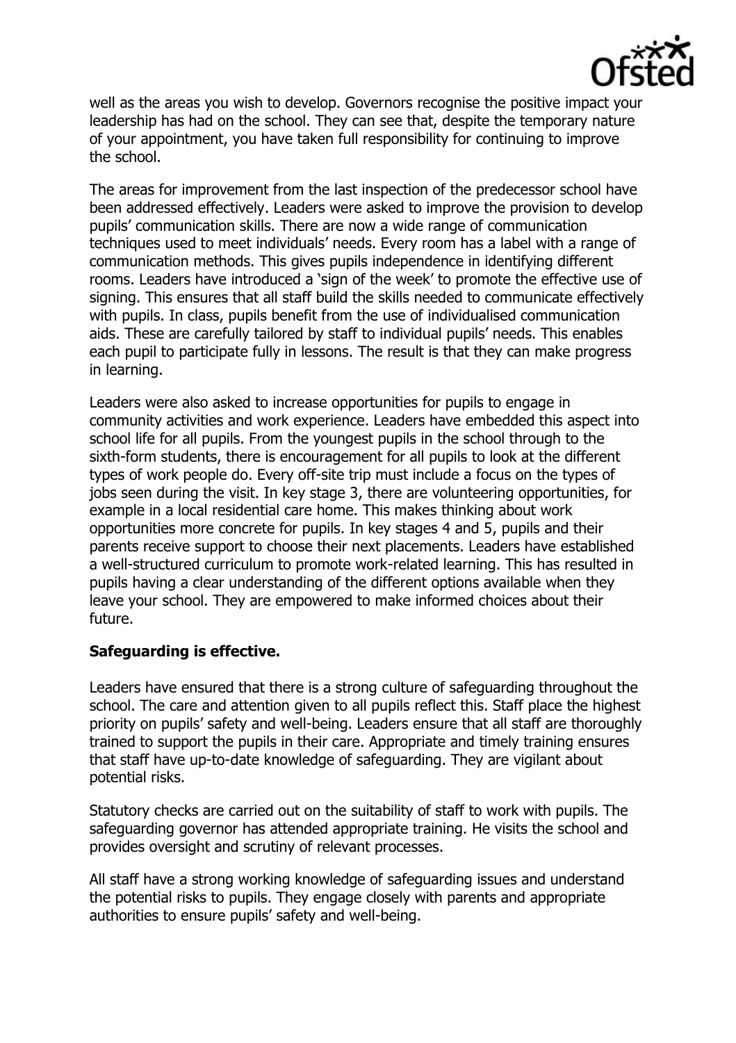well as the areas you wish to develop. Governors recognise the positive impact your leadership has had on the school. They can see that, despite the temporary nature of your appointment, you have taken full responsibility for continuing to improve the school.

The areas for improvement from the last inspection of the predecessor school have been addressed effectively. Leaders were asked to improve the provision to develop pupils' communication skills. There are now a wide range of communication techniques used to meet individuals' needs. Every room has a label with a range of communication methods. This gives pupils independence in identifying different rooms. Leaders have introduced a 'sign of the week' to promote the effective use of signing. This ensures that all staff build the skills needed to communicate effectively with pupils. In class, pupils benefit from the use of individualised communication aids. These are carefully tailored by staff to individual pupils' needs. This enables each pupil to participate fully in lessons. The result is that they can make progress in learning.

Leaders were also asked to increase opportunities for pupils to engage in community activities and work experience. Leaders have embedded this aspect into school life for all pupils. From the youngest pupils in the school through to the sixth-form students, there is encouragement for all pupils to look at the different types of work people do. Every off-site trip must include a focus on the types of jobs seen during the visit. In key stage 3, there are volunteering opportunities, for example in a local residential care home. This makes thinking about work opportunities more concrete for pupils. In key stages 4 and 5, pupils and their parents receive support to choose their next placements. Leaders have established a well-structured curriculum to promote work-related learning. This has resulted in pupils having a clear understanding of the different options available when they leave your school. They are empowered to make informed choices about their future.

**Safeguarding is effective.**

Leaders have ensured that there is a strong culture of safeguarding throughout the school. The care and attention given to all pupils reflect this. Staff place the highest priority on pupils' safety and well-being. Leaders ensure that all staff are thoroughly trained to support the pupils in their care. Appropriate and timely training ensures that staff have up-to-date knowledge of safeguarding. They are vigilant about potential risks.

Statutory checks are carried out on the suitability of staff to work with pupils. The safeguarding governor has attended appropriate training. He visits the school and provides oversight and scrutiny of relevant processes.

All staff have a strong working knowledge of safeguarding issues and understand the potential risks to pupils. They engage closely with parents and appropriate authorities to ensure pupils' safety and well-being.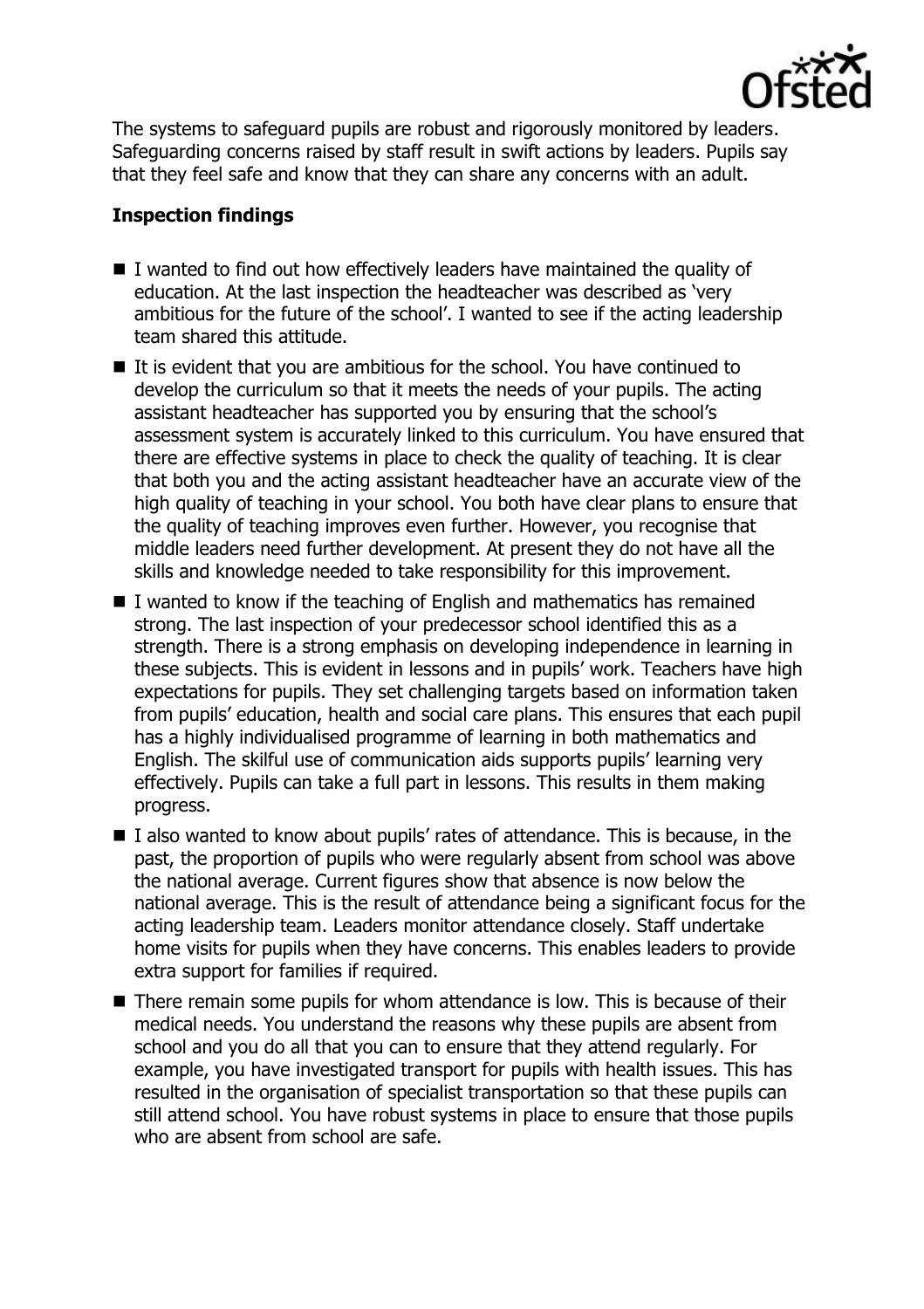The systems to safeguard pupils are robust and rigorously monitored by leaders. Safeguarding concerns raised by staff result in swift actions by leaders. Pupils say that they feel safe and know that they can share any concerns with an adult.

**Inspection findings**

- I wanted to find out how effectively leaders have maintained the quality of education. At the last inspection the headteacher was described as 'very ambitious for the future of the school'. I wanted to see if the acting leadership team shared this attitude.
- It is evident that you are ambitious for the school. You have continued to develop the curriculum so that it meets the needs of your pupils. The acting assistant headteacher has supported you by ensuring that the school's assessment system is accurately linked to this curriculum. You have ensured that there are effective systems in place to check the quality of teaching. It is clear that both you and the acting assistant headteacher have an accurate view of the high quality of teaching in your school. You both have clear plans to ensure that the quality of teaching improves even further. However, you recognise that middle leaders need further development. At present they do not have all the skills and knowledge needed to take responsibility for this improvement.
- I wanted to know if the teaching of English and mathematics has remained strong. The last inspection of your predecessor school identified this as a strength. There is a strong emphasis on developing independence in learning in these subjects. This is evident in lessons and in pupils' work. Teachers have high expectations for pupils. They set challenging targets based on information taken from pupils' education, health and social care plans. This ensures that each pupil has a highly individualised programme of learning in both mathematics and English. The skilful use of communication aids supports pupils' learning very effectively. Pupils can take a full part in lessons. This results in them making progress.
- I also wanted to know about pupils' rates of attendance. This is because, in the past, the proportion of pupils who were regularly absent from school was above the national average. Current figures show that absence is now below the national average. This is the result of attendance being a significant focus for the acting leadership team. Leaders monitor attendance closely. Staff undertake home visits for pupils when they have concerns. This enables leaders to provide extra support for families if required.
- There remain some pupils for whom attendance is low. This is because of their medical needs. You understand the reasons why these pupils are absent from school and you do all that you can to ensure that they attend regularly. For example, you have investigated transport for pupils with health issues. This has resulted in the organisation of specialist transportation so that these pupils can still attend school. You have robust systems in place to ensure that those pupils who are absent from school are safe.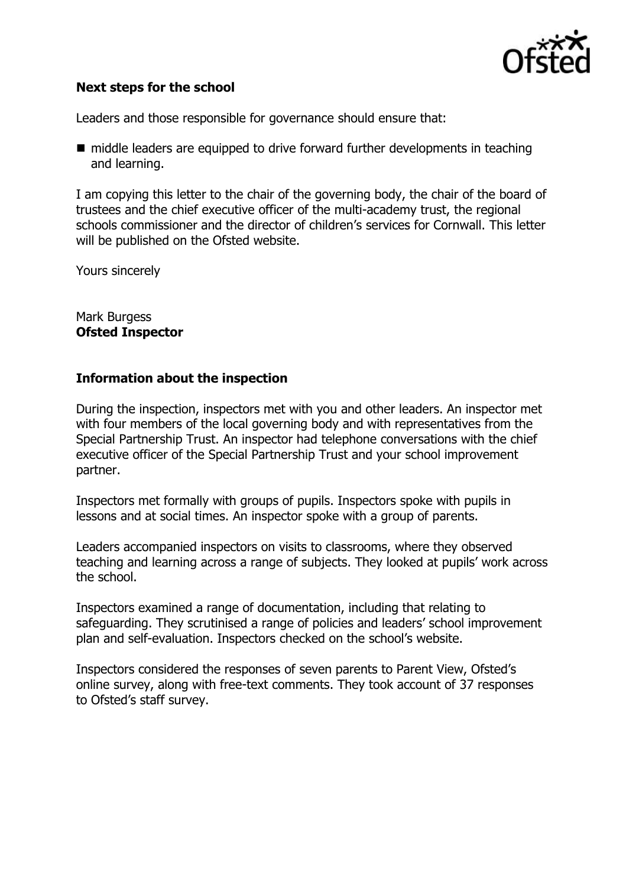**Next steps for the school**

Leaders and those responsible for governance should ensure that:

- middle leaders are equipped to drive forward further developments in teaching and learning.

I am copying this letter to the chair of the governing body, the chair of the board of trustees and the chief executive officer of the multi-academy trust, the regional schools commissioner and the director of children's services for Cornwall. This letter will be published on the Ofsted website.

Yours sincerely

Mark Burgess
**Ofsted Inspector**

**Information about the inspection**

During the inspection, inspectors met with you and other leaders. An inspector met with four members of the local governing body and with representatives from the Special Partnership Trust. An inspector had telephone conversations with the chief executive officer of the Special Partnership Trust and your school improvement partner.

Inspectors met formally with groups of pupils. Inspectors spoke with pupils in lessons and at social times. An inspector spoke with a group of parents.

Leaders accompanied inspectors on visits to classrooms, where they observed teaching and learning across a range of subjects. They looked at pupils' work across the school.

Inspectors examined a range of documentation, including that relating to safeguarding. They scrutinised a range of policies and leaders' school improvement plan and self-evaluation. Inspectors checked on the school's website.

Inspectors considered the responses of seven parents to Parent View, Ofsted's online survey, along with free-text comments. They took account of 37 responses to Ofsted's staff survey.